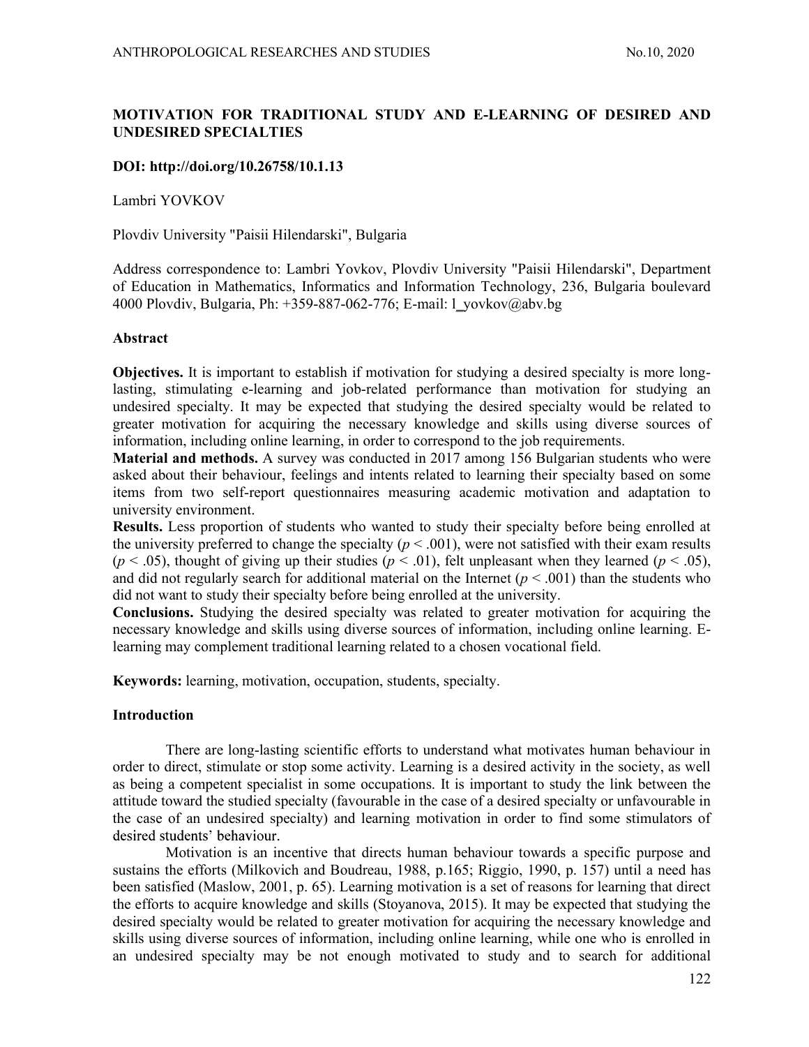# MOTIVATION FOR TRADITIONAL STUDY AND E-LEARNING OF DESIRED AND UNDESIRED SPECIALTIES

**DOI: http://doi.org/10.26758/10.1.13**

Lambri YOVKOV

Plovdiv University "Paisii Hilendarski", Bulgaria

Address correspondence to: Lambri Yovkov, Plovdiv University "Paisii Hilendarski", Department of Education in Mathematics, Informatics and Information Technology, 236, Bulgaria boulevard 4000 Plovdiv, Bulgaria, Ph: +359-887-062-776; E-mail: l_yovkov@abv.bg

## Abstract

**Objectives.** It is important to establish if motivation for studying a desired specialty is more long-lasting, stimulating e-learning and job-related performance than motivation for studying an undesired specialty. It may be expected that studying the desired specialty would be related to greater motivation for acquiring the necessary knowledge and skills using diverse sources of information, including online learning, in order to correspond to the job requirements.

**Material and methods.** A survey was conducted in 2017 among 156 Bulgarian students who were asked about their behaviour, feelings and intents related to learning their specialty based on some items from two self-report questionnaires measuring academic motivation and adaptation to university environment.

**Results.** Less proportion of students who wanted to study their specialty before being enrolled at the university preferred to change the specialty ($p < .001$), were not satisfied with their exam results ($p < .05$), thought of giving up their studies ($p < .01$), felt unpleasant when they learned ($p < .05$), and did not regularly search for additional material on the Internet ($p < .001$) than the students who did not want to study their specialty before being enrolled at the university.

**Conclusions.** Studying the desired specialty was related to greater motivation for acquiring the necessary knowledge and skills using diverse sources of information, including online learning. E-learning may complement traditional learning related to a chosen vocational field.

**Keywords:** learning, motivation, occupation, students, specialty.

## Introduction

There are long-lasting scientific efforts to understand what motivates human behaviour in order to direct, stimulate or stop some activity. Learning is a desired activity in the society, as well as being a competent specialist in some occupations. It is important to study the link between the attitude toward the studied specialty (favourable in the case of a desired specialty or unfavourable in the case of an undesired specialty) and learning motivation in order to find some stimulators of desired students' behaviour.

Motivation is an incentive that directs human behaviour towards a specific purpose and sustains the efforts (Milkovich and Boudreau, 1988, p.165; Riggio, 1990, p. 157) until a need has been satisfied (Maslow, 2001, p. 65). Learning motivation is a set of reasons for learning that direct the efforts to acquire knowledge and skills (Stoyanova, 2015). It may be expected that studying the desired specialty would be related to greater motivation for acquiring the necessary knowledge and skills using diverse sources of information, including online learning, while one who is enrolled in an undesired specialty may be not enough motivated to study and to search for additional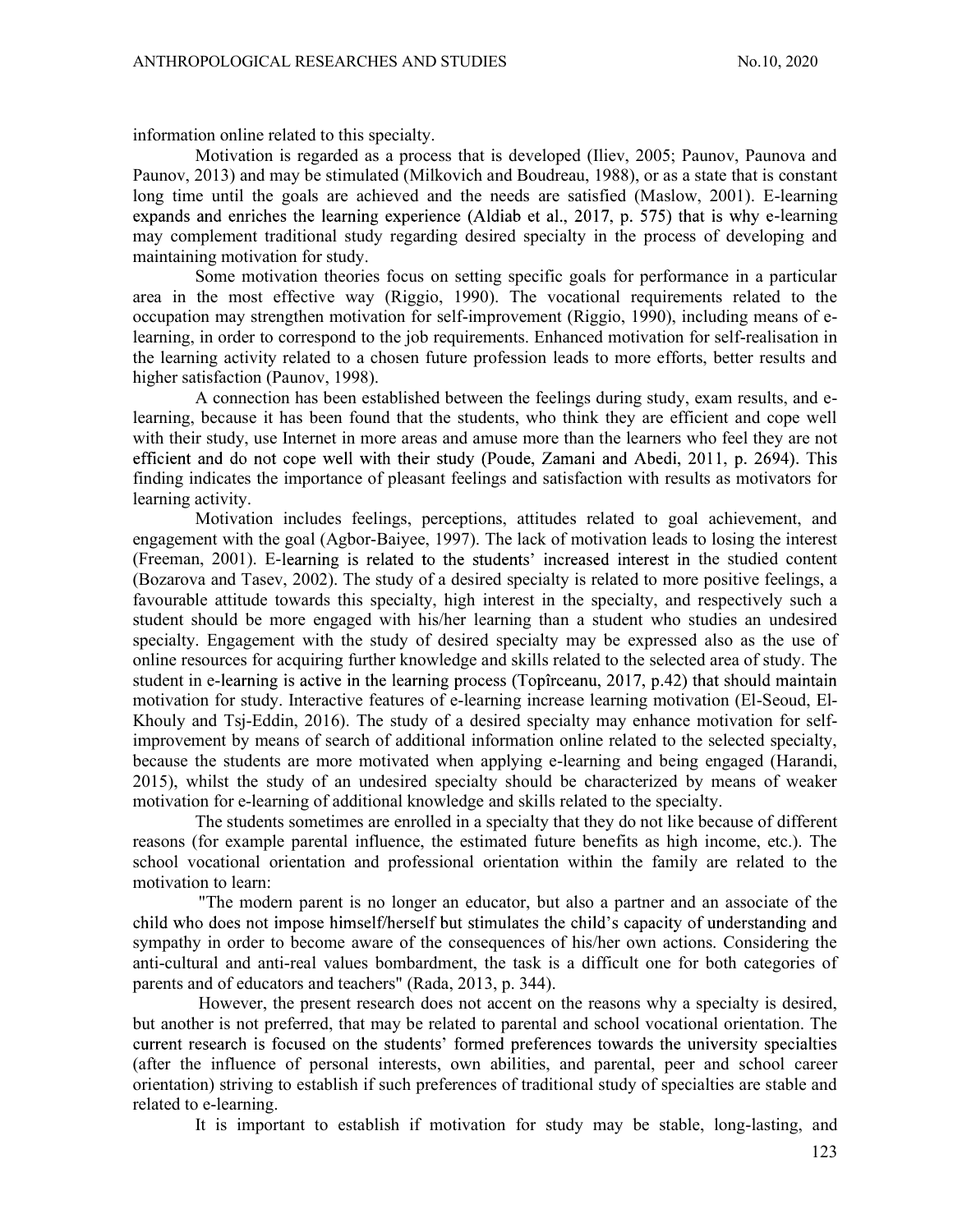information online related to this specialty.

Motivation is regarded as a process that is developed (Iliev, 2005; Paunov, Paunova and Paunov, 2013) and may be stimulated (Milkovich and Boudreau, 1988), or as a state that is constant long time until the goals are achieved and the needs are satisfied (Maslow, 2001). E-learning expands and enriches the learning experience (Aldiab et al., 2017, p. 575) that is why e-learning may complement traditional study regarding desired specialty in the process of developing and maintaining motivation for study.

Some motivation theories focus on setting specific goals for performance in a particular area in the most effective way (Riggio, 1990). The vocational requirements related to the occupation may strengthen motivation for self-improvement (Riggio, 1990), including means of e-learning, in order to correspond to the job requirements. Enhanced motivation for self-realisation in the learning activity related to a chosen future profession leads to more efforts, better results and higher satisfaction (Paunov, 1998).

A connection has been established between the feelings during study, exam results, and e-learning, because it has been found that the students, who think they are efficient and cope well with their study, use Internet in more areas and amuse more than the learners who feel they are not efficient and do not cope well with their study (Poude, Zamani and Abedi, 2011, p. 2694). This finding indicates the importance of pleasant feelings and satisfaction with results as motivators for learning activity.

Motivation includes feelings, perceptions, attitudes related to goal achievement, and engagement with the goal (Agbor-Baiyee, 1997). The lack of motivation leads to losing the interest (Freeman, 2001). E-learning is related to the students' increased interest in the studied content (Bozarova and Tasev, 2002). The study of a desired specialty is related to more positive feelings, a favourable attitude towards this specialty, high interest in the specialty, and respectively such a student should be more engaged with his/her learning than a student who studies an undesired specialty. Engagement with the study of desired specialty may be expressed also as the use of online resources for acquiring further knowledge and skills related to the selected area of study. The student in e-learning is active in the learning process (Topîrceanu, 2017, p.42) that should maintain motivation for study. Interactive features of e-learning increase learning motivation (El-Seoud, El-Khouly and Tsj-Eddin, 2016). The study of a desired specialty may enhance motivation for self-improvement by means of search of additional information online related to the selected specialty, because the students are more motivated when applying e-learning and being engaged (Harandi, 2015), whilst the study of an undesired specialty should be characterized by means of weaker motivation for e-learning of additional knowledge and skills related to the specialty.

The students sometimes are enrolled in a specialty that they do not like because of different reasons (for example parental influence, the estimated future benefits as high income, etc.). The school vocational orientation and professional orientation within the family are related to the motivation to learn:

"The modern parent is no longer an educator, but also a partner and an associate of the child who does not impose himself/herself but stimulates the child's capacity of understanding and sympathy in order to become aware of the consequences of his/her own actions. Considering the anti-cultural and anti-real values bombardment, the task is a difficult one for both categories of parents and of educators and teachers" (Rada, 2013, p. 344).

However, the present research does not accent on the reasons why a specialty is desired, but another is not preferred, that may be related to parental and school vocational orientation. The current research is focused on the students' formed preferences towards the university specialties (after the influence of personal interests, own abilities, and parental, peer and school career orientation) striving to establish if such preferences of traditional study of specialties are stable and related to e-learning.

It is important to establish if motivation for study may be stable, long-lasting, and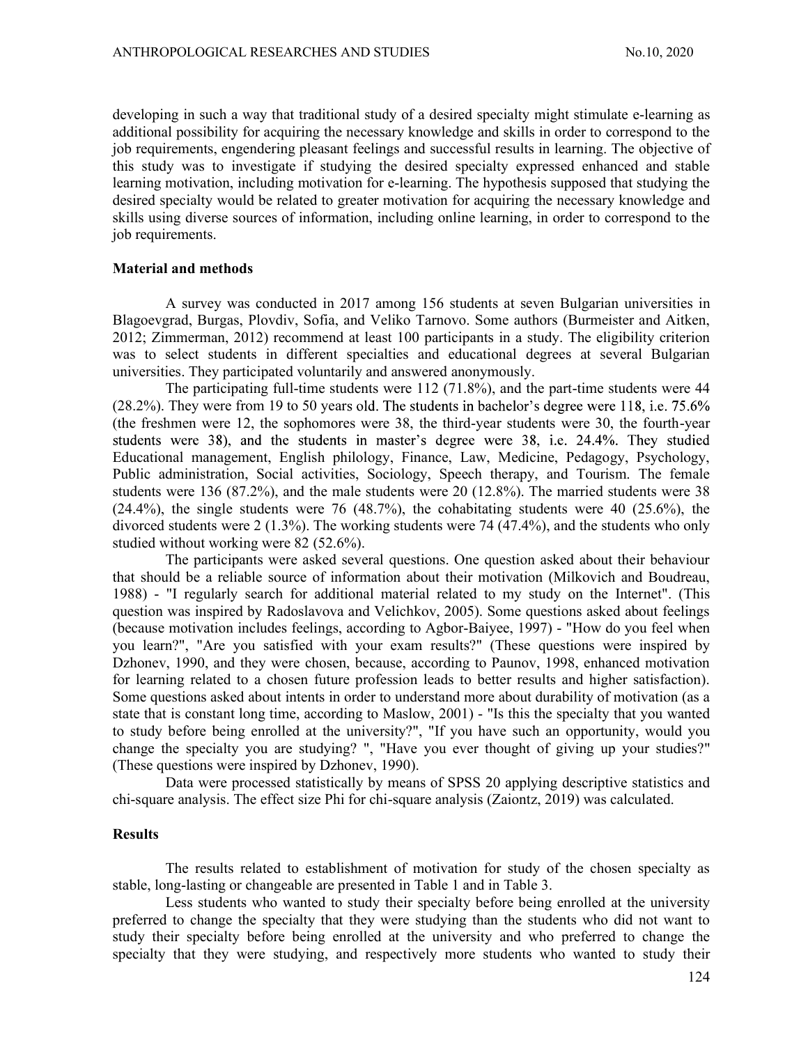developing in such a way that traditional study of a desired specialty might stimulate e-learning as additional possibility for acquiring the necessary knowledge and skills in order to correspond to the job requirements, engendering pleasant feelings and successful results in learning. The objective of this study was to investigate if studying the desired specialty expressed enhanced and stable learning motivation, including motivation for e-learning. The hypothesis supposed that studying the desired specialty would be related to greater motivation for acquiring the necessary knowledge and skills using diverse sources of information, including online learning, in order to correspond to the job requirements.

**Material and methods**

A survey was conducted in 2017 among 156 students at seven Bulgarian universities in Blagoevgrad, Burgas, Plovdiv, Sofia, and Veliko Tarnovo. Some authors (Burmeister and Aitken, 2012; Zimmerman, 2012) recommend at least 100 participants in a study. The eligibility criterion was to select students in different specialties and educational degrees at several Bulgarian universities. They participated voluntarily and answered anonymously.

The participating full-time students were 112 (71.8%), and the part-time students were 44 (28.2%). They were from 19 to 50 years old. The students in bachelor's degree were 118, i.e. 75.6% (the freshmen were 12, the sophomores were 38, the third-year students were 30, the fourth-year students were 38), and the students in master's degree were 38, i.e. 24.4%. They studied Educational management, English philology, Finance, Law, Medicine, Pedagogy, Psychology, Public administration, Social activities, Sociology, Speech therapy, and Tourism. The female students were 136 (87.2%), and the male students were 20 (12.8%). The married students were 38 (24.4%), the single students were 76 (48.7%), the cohabitating students were 40 (25.6%), the divorced students were 2 (1.3%). The working students were 74 (47.4%), and the students who only studied without working were 82 (52.6%).

The participants were asked several questions. One question asked about their behaviour that should be a reliable source of information about their motivation (Milkovich and Boudreau, 1988) - "I regularly search for additional material related to my study on the Internet". (This question was inspired by Radoslavova and Velichkov, 2005). Some questions asked about feelings (because motivation includes feelings, according to Agbor-Baiyee, 1997) - "How do you feel when you learn?", "Are you satisfied with your exam results?" (These questions were inspired by Dzhonev, 1990, and they were chosen, because, according to Paunov, 1998, enhanced motivation for learning related to a chosen future profession leads to better results and higher satisfaction). Some questions asked about intents in order to understand more about durability of motivation (as a state that is constant long time, according to Maslow, 2001) - "Is this the specialty that you wanted to study before being enrolled at the university?", "If you have such an opportunity, would you change the specialty you are studying? ", "Have you ever thought of giving up your studies?" (These questions were inspired by Dzhonev, 1990).

Data were processed statistically by means of SPSS 20 applying descriptive statistics and chi-square analysis. The effect size Phi for chi-square analysis (Zaiontz, 2019) was calculated.

**Results**

The results related to establishment of motivation for study of the chosen specialty as stable, long-lasting or changeable are presented in Table 1 and in Table 3.

Less students who wanted to study their specialty before being enrolled at the university preferred to change the specialty that they were studying than the students who did not want to study their specialty before being enrolled at the university and who preferred to change the specialty that they were studying, and respectively more students who wanted to study their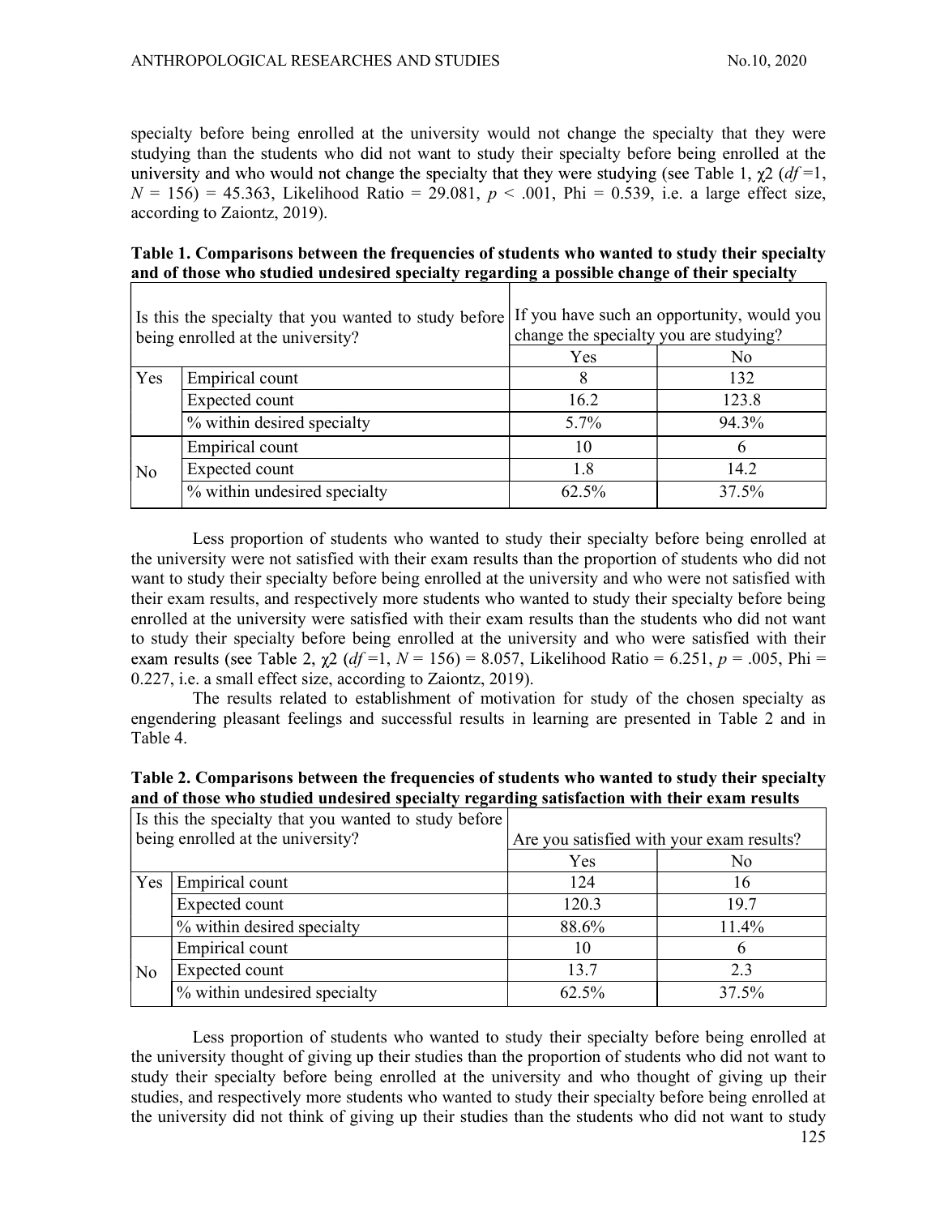specialty before being enrolled at the university would not change the specialty that they were studying than the students who did not want to study their specialty before being enrolled at the university and who would not change the specialty that they were studying (see Table 1, $\chi2$ ($df$ =1, $N$ = 156) = 45.363, Likelihood Ratio = 29.081, $p$ < .001, Phi = 0.539, i.e. a large effect size, according to Zaiontz, 2019).

**Table 1. Comparisons between the frequencies of students who wanted to study their specialty and of those who studied undesired specialty regarding a possible change of their specialty**

| Is this the specialty that you wanted to study before being enrolled at the university? | | If you have such an opportunity, would you change the specialty you are studying? | |
|---|---|---|---|
| | | Yes | No |
| Yes | Empirical count | 8 | 132 |
| | Expected count | 16.2 | 123.8 |
| | % within desired specialty | 5.7% | 94.3% |
| No | Empirical count | 10 | 6 |
| | Expected count | 1.8 | 14.2 |
| | % within undesired specialty | 62.5% | 37.5% |

Less proportion of students who wanted to study their specialty before being enrolled at the university were not satisfied with their exam results than the proportion of students who did not want to study their specialty before being enrolled at the university and who were not satisfied with their exam results, and respectively more students who wanted to study their specialty before being enrolled at the university were satisfied with their exam results than the students who did not want to study their specialty before being enrolled at the university and who were satisfied with their exam results (see Table 2, $\chi2$ ($df$ =1, $N$ = 156) = 8.057, Likelihood Ratio = 6.251, $p$ = .005, Phi = 0.227, i.e. a small effect size, according to Zaiontz, 2019).

The results related to establishment of motivation for study of the chosen specialty as engendering pleasant feelings and successful results in learning are presented in Table 2 and in Table 4.

**Table 2. Comparisons between the frequencies of students who wanted to study their specialty and of those who studied undesired specialty regarding satisfaction with their exam results**

| Is this the specialty that you wanted to study before being enrolled at the university? | | Are you satisfied with your exam results? | |
|---|---|---|---|
| | | Yes | No |
| Yes | Empirical count | 124 | 16 |
| | Expected count | 120.3 | 19.7 |
| | % within desired specialty | 88.6% | 11.4% |
| No | Empirical count | 10 | 6 |
| | Expected count | 13.7 | 2.3 |
| | % within undesired specialty | 62.5% | 37.5% |

Less proportion of students who wanted to study their specialty before being enrolled at the university thought of giving up their studies than the proportion of students who did not want to study their specialty before being enrolled at the university and who thought of giving up their studies, and respectively more students who wanted to study their specialty before being enrolled at the university did not think of giving up their studies than the students who did not want to study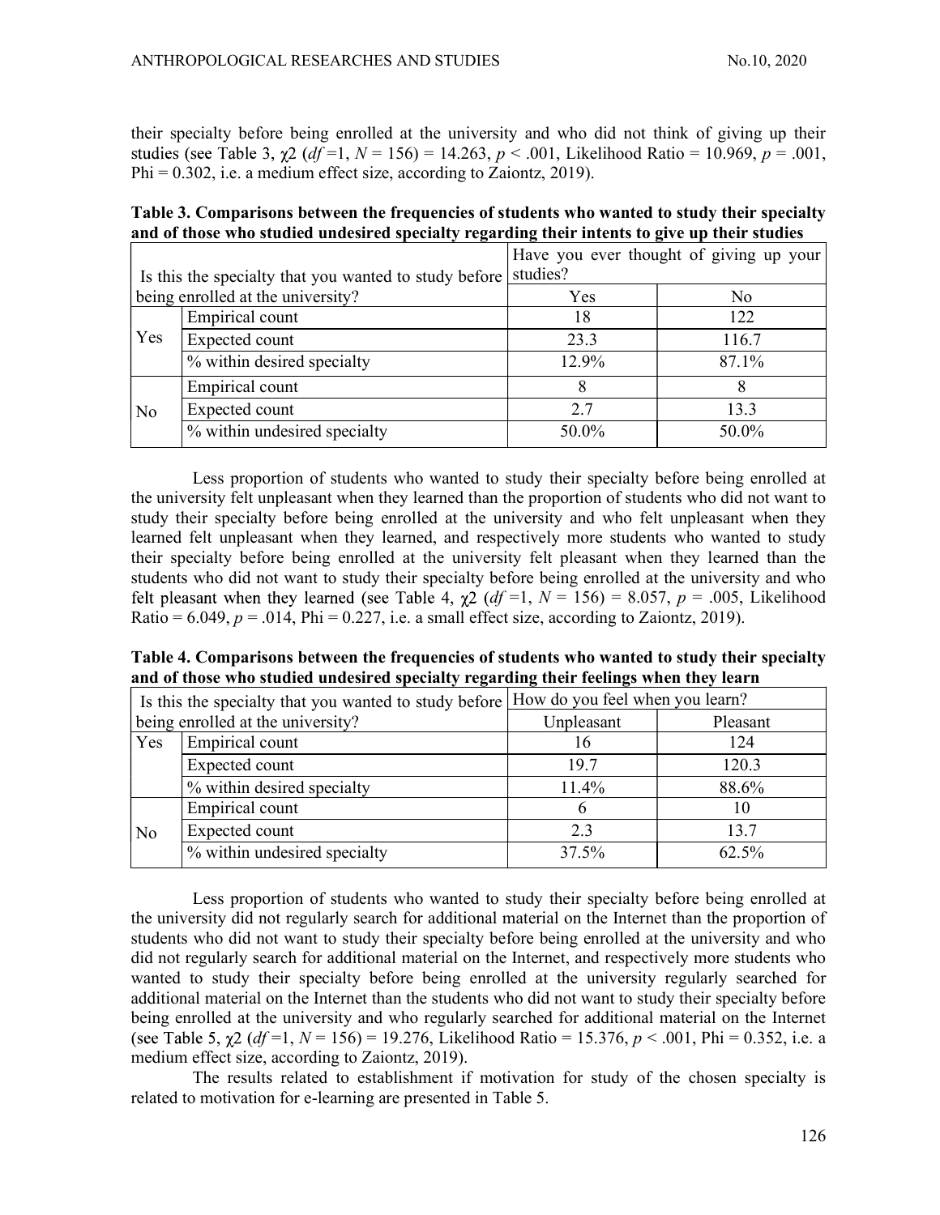their specialty before being enrolled at the university and who did not think of giving up their studies (see Table 3, $\chi 2$ ($df$ =1, $N$ = 156) = 14.263, $p$ < .001, Likelihood Ratio = 10.969, $p$ = .001, Phi = 0.302, i.e. a medium effect size, according to Zaiontz, 2019).

**Table 3. Comparisons between the frequencies of students who wanted to study their specialty and of those who studied undesired specialty regarding their intents to give up their studies**

| Is this the specialty that you wanted to study before being enrolled at the university? | | Have you ever thought of giving up your studies? | |
|---|---|---|---|
| | | Yes | No |
| Yes | Empirical count | 18 | 122 |
| | Expected count | 23.3 | 116.7 |
| | % within desired specialty | 12.9% | 87.1% |
| No | Empirical count | 8 | 8 |
| | Expected count | 2.7 | 13.3 |
| | % within undesired specialty | 50.0% | 50.0% |

Less proportion of students who wanted to study their specialty before being enrolled at the university felt unpleasant when they learned than the proportion of students who did not want to study their specialty before being enrolled at the university and who felt unpleasant when they learned felt unpleasant when they learned, and respectively more students who wanted to study their specialty before being enrolled at the university felt pleasant when they learned than the students who did not want to study their specialty before being enrolled at the university and who felt pleasant when they learned (see Table 4, $\chi 2$ ($df$ =1, $N$ = 156) = 8.057, $p$ = .005, Likelihood Ratio = 6.049, $p$ = .014, Phi = 0.227, i.e. a small effect size, according to Zaiontz, 2019).

**Table 4. Comparisons between the frequencies of students who wanted to study their specialty and of those who studied undesired specialty regarding their feelings when they learn**

| Is this the specialty that you wanted to study before being enrolled at the university? | | How do you feel when you learn? | |
|---|---|---|---|
| | | Unpleasant | Pleasant |
| Yes | Empirical count | 16 | 124 |
| | Expected count | 19.7 | 120.3 |
| | % within desired specialty | 11.4% | 88.6% |
| No | Empirical count | 6 | 10 |
| | Expected count | 2.3 | 13.7 |
| | % within undesired specialty | 37.5% | 62.5% |

Less proportion of students who wanted to study their specialty before being enrolled at the university did not regularly search for additional material on the Internet than the proportion of students who did not want to study their specialty before being enrolled at the university and who did not regularly search for additional material on the Internet, and respectively more students who wanted to study their specialty before being enrolled at the university regularly searched for additional material on the Internet than the students who did not want to study their specialty before being enrolled at the university and who regularly searched for additional material on the Internet (see Table 5, $\chi 2$ ($df$ =1, $N$ = 156) = 19.276, Likelihood Ratio = 15.376, $p$ < .001, Phi = 0.352, i.e. a medium effect size, according to Zaiontz, 2019).

The results related to establishment if motivation for study of the chosen specialty is related to motivation for e-learning are presented in Table 5.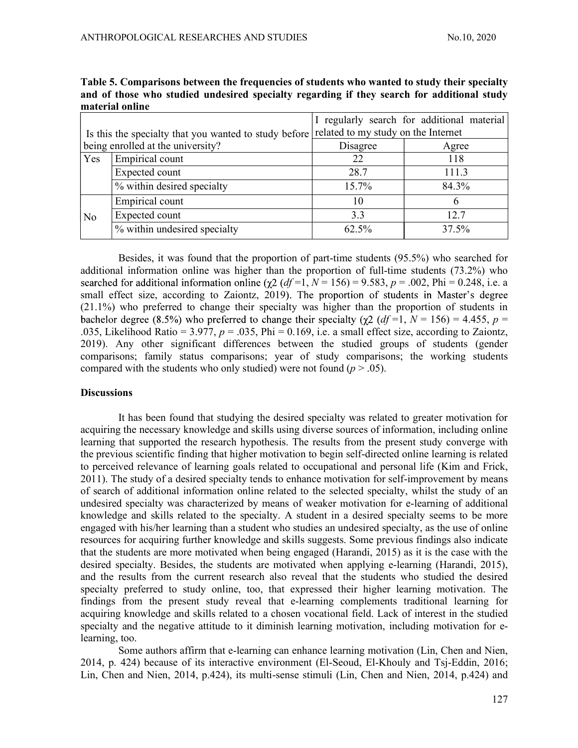**Table 5. Comparisons between the frequencies of students who wanted to study their specialty and of those who studied undesired specialty regarding if they search for additional study material online**

| Is this the specialty that you wanted to study before being enrolled at the university? | | I regularly search for additional material related to my study on the Internet | |
|---|---|---|---|
| | | Disagree | Agree |
| Yes | Empirical count | 22 | 118 |
| | Expected count | 28.7 | 111.3 |
| | % within desired specialty | 15.7% | 84.3% |
| No | Empirical count | 10 | 6 |
| | Expected count | 3.3 | 12.7 |
| | % within undesired specialty | 62.5% | 37.5% |

Besides, it was found that the proportion of part-time students (95.5%) who searched for additional information online was higher than the proportion of full-time students (73.2%) who searched for additional information online ($\chi 2$ ($df$ =1, $N$ = 156) = 9.583, $p$ = .002, Phi = 0.248, i.e. a small effect size, according to Zaiontz, 2019). The proportion of students in Master's degree (21.1%) who preferred to change their specialty was higher than the proportion of students in bachelor degree (8.5%) who preferred to change their specialty ($\chi 2$ ($df$ =1, $N$ = 156) = 4.455, $p$ = .035, Likelihood Ratio = 3.977, $p$ = .035, Phi = 0.169, i.e. a small effect size, according to Zaiontz, 2019). Any other significant differences between the studied groups of students (gender comparisons; family status comparisons; year of study comparisons; the working students compared with the students who only studied) were not found ($p$ > .05).

## Discussions

It has been found that studying the desired specialty was related to greater motivation for acquiring the necessary knowledge and skills using diverse sources of information, including online learning that supported the research hypothesis. The results from the present study converge with the previous scientific finding that higher motivation to begin self-directed online learning is related to perceived relevance of learning goals related to occupational and personal life (Kim and Frick, 2011). The study of a desired specialty tends to enhance motivation for self-improvement by means of search of additional information online related to the selected specialty, whilst the study of an undesired specialty was characterized by means of weaker motivation for e-learning of additional knowledge and skills related to the specialty. A student in a desired specialty seems to be more engaged with his/her learning than a student who studies an undesired specialty, as the use of online resources for acquiring further knowledge and skills suggests. Some previous findings also indicate that the students are more motivated when being engaged (Harandi, 2015) as it is the case with the desired specialty. Besides, the students are motivated when applying e-learning (Harandi, 2015), and the results from the current research also reveal that the students who studied the desired specialty preferred to study online, too, that expressed their higher learning motivation. The findings from the present study reveal that e-learning complements traditional learning for acquiring knowledge and skills related to a chosen vocational field. Lack of interest in the studied specialty and the negative attitude to it diminish learning motivation, including motivation for e-learning, too.

Some authors affirm that e-learning can enhance learning motivation (Lin, Chen and Nien, 2014, p. 424) because of its interactive environment (El-Seoud, El-Khouly and Tsj-Eddin, 2016; Lin, Chen and Nien, 2014, p.424), its multi-sense stimuli (Lin, Chen and Nien, 2014, p.424) and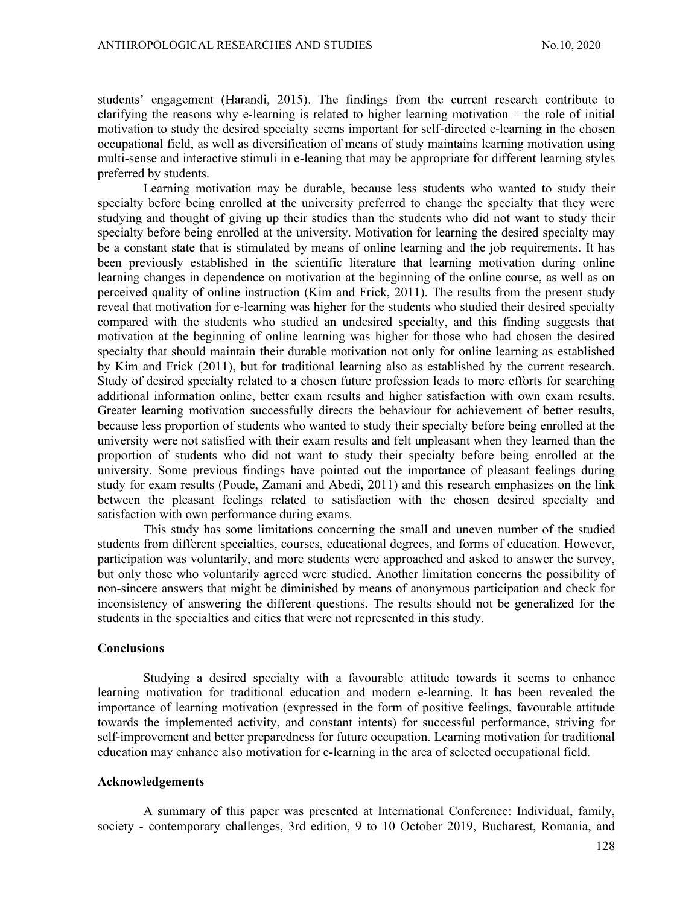students' engagement (Harandi, 2015). The findings from the current research contribute to clarifying the reasons why e-learning is related to higher learning motivation – the role of initial motivation to study the desired specialty seems important for self-directed e-learning in the chosen occupational field, as well as diversification of means of study maintains learning motivation using multi-sense and interactive stimuli in e-leaning that may be appropriate for different learning styles preferred by students.

Learning motivation may be durable, because less students who wanted to study their specialty before being enrolled at the university preferred to change the specialty that they were studying and thought of giving up their studies than the students who did not want to study their specialty before being enrolled at the university. Motivation for learning the desired specialty may be a constant state that is stimulated by means of online learning and the job requirements. It has been previously established in the scientific literature that learning motivation during online learning changes in dependence on motivation at the beginning of the online course, as well as on perceived quality of online instruction (Kim and Frick, 2011). The results from the present study reveal that motivation for e-learning was higher for the students who studied their desired specialty compared with the students who studied an undesired specialty, and this finding suggests that motivation at the beginning of online learning was higher for those who had chosen the desired specialty that should maintain their durable motivation not only for online learning as established by Kim and Frick (2011), but for traditional learning also as established by the current research. Study of desired specialty related to a chosen future profession leads to more efforts for searching additional information online, better exam results and higher satisfaction with own exam results. Greater learning motivation successfully directs the behaviour for achievement of better results, because less proportion of students who wanted to study their specialty before being enrolled at the university were not satisfied with their exam results and felt unpleasant when they learned than the proportion of students who did not want to study their specialty before being enrolled at the university. Some previous findings have pointed out the importance of pleasant feelings during study for exam results (Poude, Zamani and Abedi, 2011) and this research emphasizes on the link between the pleasant feelings related to satisfaction with the chosen desired specialty and satisfaction with own performance during exams.

This study has some limitations concerning the small and uneven number of the studied students from different specialties, courses, educational degrees, and forms of education. However, participation was voluntarily, and more students were approached and asked to answer the survey, but only those who voluntarily agreed were studied. Another limitation concerns the possibility of non-sincere answers that might be diminished by means of anonymous participation and check for inconsistency of answering the different questions. The results should not be generalized for the students in the specialties and cities that were not represented in this study.

## Conclusions

Studying a desired specialty with a favourable attitude towards it seems to enhance learning motivation for traditional education and modern e-learning. It has been revealed the importance of learning motivation (expressed in the form of positive feelings, favourable attitude towards the implemented activity, and constant intents) for successful performance, striving for self-improvement and better preparedness for future occupation. Learning motivation for traditional education may enhance also motivation for e-learning in the area of selected occupational field.

## Acknowledgements

A summary of this paper was presented at International Conference: Individual, family, society - contemporary challenges, 3rd edition, 9 to 10 October 2019, Bucharest, Romania, and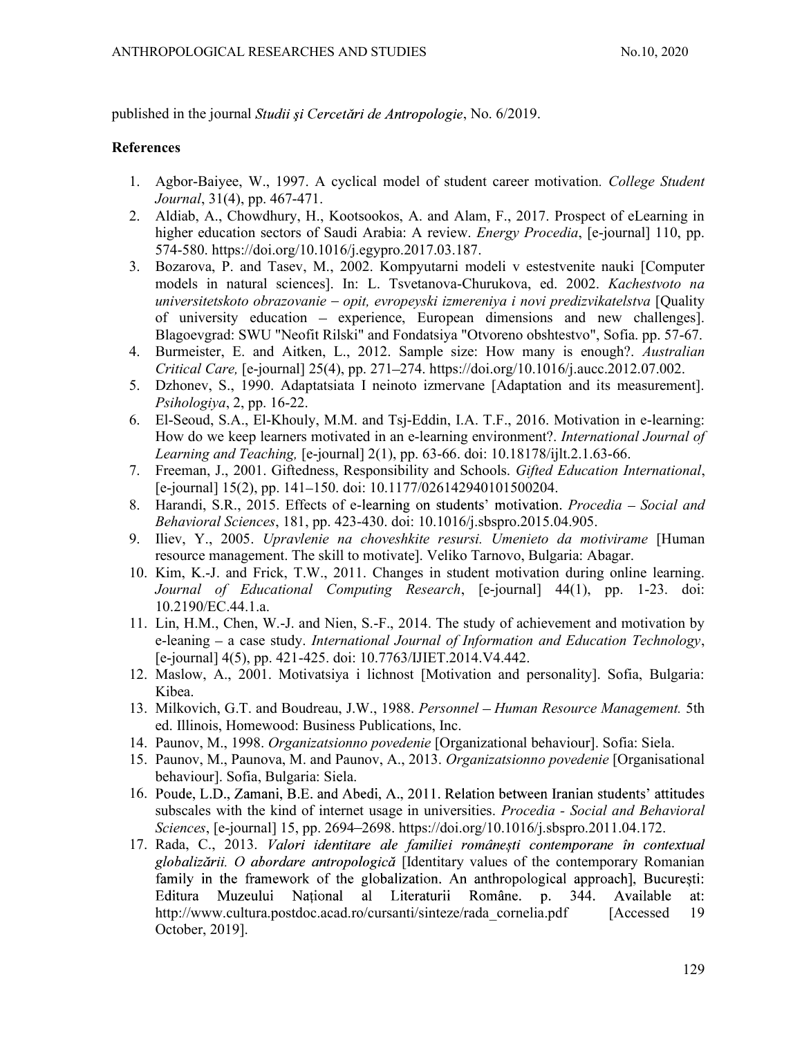published in the journal *Studii și Cercetări de Antropologie*, No. 6/2019.

**References**

1. Agbor-Baiyee, W., 1997. A cyclical model of student career motivation. *College Student Journal*, 31(4), pp. 467-471.
2. Aldiab, A., Chowdhury, H., Kootsookos, A. and Alam, F., 2017. Prospect of eLearning in higher education sectors of Saudi Arabia: A review. *Energy Procedia*, [e-journal] 110, pp. 574-580. https://doi.org/10.1016/j.egypro.2017.03.187.
3. Bozarova, P. and Tasev, M., 2002. Kompyutarni modeli v estestvenite nauki [Computer models in natural sciences]. In: L. Tsvetanova-Churukova, ed. 2002. *Kachestvoto na universitetskoto obrazovanie – opit, evropeyski izmereniya i novi predizvikatelstva* [Quality of university education – experience, European dimensions and new challenges]. Blagoevgrad: SWU "Neofit Rilski" and Fondatsiya "Otvoreno obshtestvo", Sofia. pp. 57-67.
4. Burmeister, E. and Aitken, L., 2012. Sample size: How many is enough?. *Australian Critical Care,* [e-journal] 25(4), pp. 271–274. https://doi.org/10.1016/j.aucc.2012.07.002.
5. Dzhonev, S., 1990. Adaptatsiata I neinoto izmervane [Adaptation and its measurement]. *Psihologiya*, 2, pp. 16-22.
6. El-Seoud, S.A., El-Khouly, M.M. and Tsj-Eddin, I.A. T.F., 2016. Motivation in e-learning: How do we keep learners motivated in an e-learning environment?. *International Journal of Learning and Teaching,* [e-journal] 2(1), pp. 63-66. doi: 10.18178/ijlt.2.1.63-66.
7. Freeman, J., 2001. Giftedness, Responsibility and Schools. *Gifted Education International*, [e-journal] 15(2), pp. 141–150. doi: 10.1177/026142940101500204.
8. Harandi, S.R., 2015. Effects of e-learning on students' motivation. *Procedia – Social and Behavioral Sciences*, 181, pp. 423-430. doi: 10.1016/j.sbspro.2015.04.905.
9. Iliev, Y., 2005. *Upravlenie na choveshkite resursi. Umenieto da motivirame* [Human resource management. The skill to motivate]. Veliko Tarnovo, Bulgaria: Abagar.
10. Kim, K.-J. and Frick, T.W., 2011. Changes in student motivation during online learning. *Journal of Educational Computing Research*, [e-journal] 44(1), pp. 1-23. doi: 10.2190/EC.44.1.a.
11. Lin, H.M., Chen, W.-J. and Nien, S.-F., 2014. The study of achievement and motivation by e-leaning – a case study. *International Journal of Information and Education Technology*, [e-journal] 4(5), pp. 421-425. doi: 10.7763/IJIET.2014.V4.442.
12. Maslow, A., 2001. Motivatsiya i lichnost [Motivation and personality]. Sofia, Bulgaria: Kibea.
13. Milkovich, G.T. and Boudreau, J.W., 1988. *Personnel – Human Resource Management.* 5th ed. Illinois, Homewood: Business Publications, Inc.
14. Paunov, M., 1998. *Organizatsionno povedenie* [Organizational behaviour]. Sofia: Siela.
15. Paunov, M., Paunova, M. and Paunov, A., 2013. *Organizatsionno povedenie* [Organisational behaviour]. Sofia, Bulgaria: Siela.
16. Poude, L.D., Zamani, B.E. and Abedi, A., 2011. Relation between Iranian students' attitudes subscales with the kind of internet usage in universities. *Procedia - Social and Behavioral Sciences*, [e-journal] 15, pp. 2694–2698. https://doi.org/10.1016/j.sbspro.2011.04.172.
17. Rada, C., 2013. *Valori identitare ale familiei românești contemporane în contextual globalizării. O abordare antropologică* [Identitary values of the contemporary Romanian family in the framework of the globalization. An anthropological approach], București: Editura Muzeului Național al Literaturii Române. p. 344. Available at: http://www.cultura.postdoc.acad.ro/cursanti/sinteze/rada_cornelia.pdf [Accessed 19 October, 2019].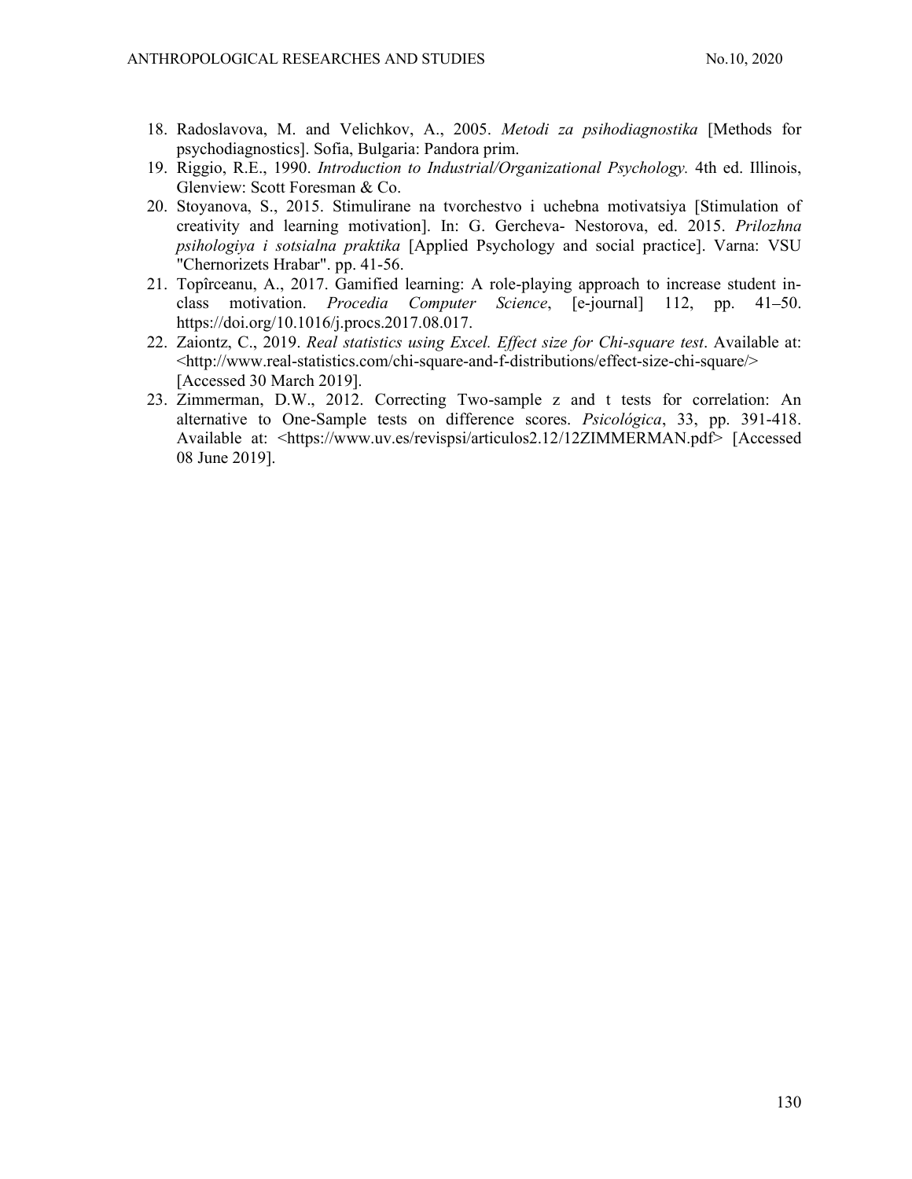18. Radoslavova, M. and Velichkov, A., 2005. *Metodi za psihodiagnostika* [Methods for psychodiagnostics]. Sofia, Bulgaria: Pandora prim.
19. Riggio, R.E., 1990. *Introduction to Industrial/Organizational Psychology.* 4th ed. Illinois, Glenview: Scott Foresman & Co.
20. Stoyanova, S., 2015. Stimulirane na tvorchestvo i uchebna motivatsiya [Stimulation of creativity and learning motivation]. In: G. Gercheva- Nestorova, ed. 2015. *Prilozhna psihologiya i sotsialna praktika* [Applied Psychology and social practice]. Varna: VSU "Chernorizets Hrabar". pp. 41-56.
21. Topîrceanu, A., 2017. Gamified learning: A role-playing approach to increase student in-class motivation. *Procedia Computer Science*, [e-journal] 112, pp. 41–50. https://doi.org/10.1016/j.procs.2017.08.017.
22. Zaiontz, C., 2019. *Real statistics using Excel. Effect size for Chi-square test*. Available at: <http://www.real-statistics.com/chi-square-and-f-distributions/effect-size-chi-square/> [Accessed 30 March 2019].
23. Zimmerman, D.W., 2012. Correcting Two-sample z and t tests for correlation: An alternative to One-Sample tests on difference scores. *Psicológica*, 33, pp. 391-418. Available at: <https://www.uv.es/revispsi/articulos2.12/12ZIMMERMAN.pdf> [Accessed 08 June 2019].